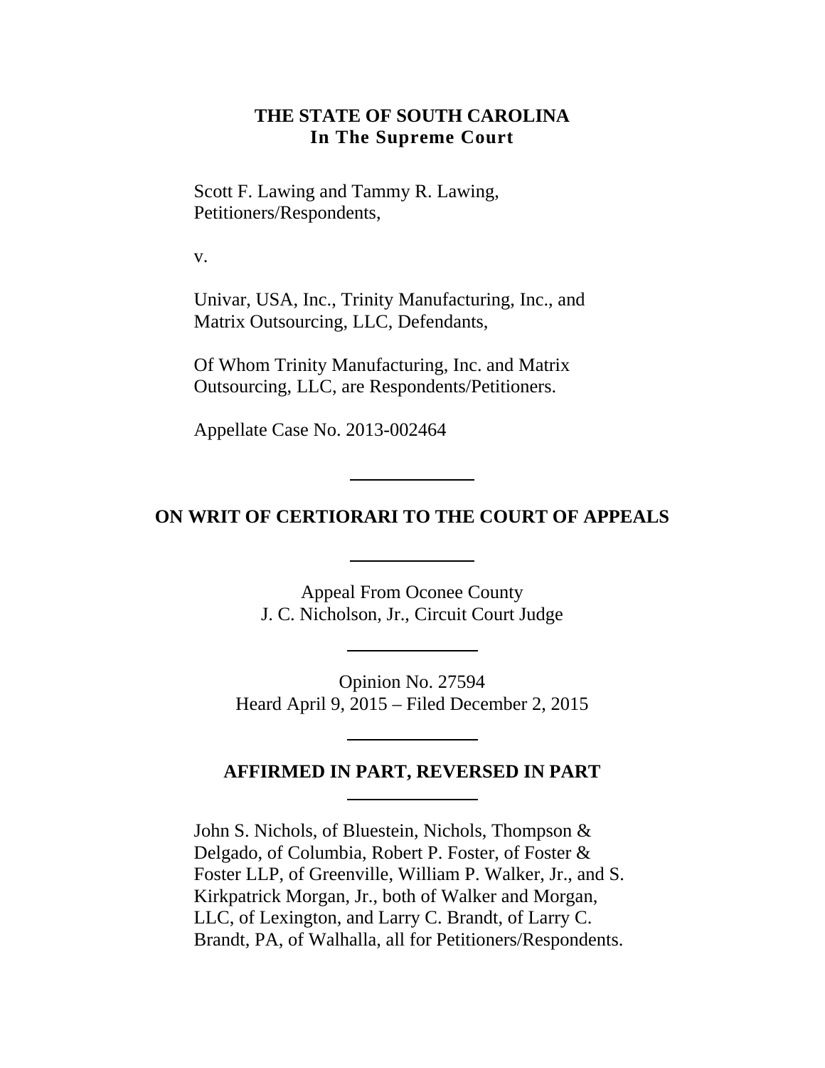**THE STATE OF SOUTH CAROLINA**
**In The Supreme Court**

Scott F. Lawing and Tammy R. Lawing, Petitioners/Respondents,

v.

Univar, USA, Inc., Trinity Manufacturing, Inc., and Matrix Outsourcing, LLC, Defendants,

Of Whom Trinity Manufacturing, Inc. and Matrix Outsourcing, LLC, are Respondents/Petitioners.

Appellate Case No. 2013-002464

---

**ON WRIT OF CERTIORARI TO THE COURT OF APPEALS**

---

Appeal From Oconee County
J. C. Nicholson, Jr., Circuit Court Judge

---

Opinion No. 27594
Heard April 9, 2015 – Filed December 2, 2015

---

**AFFIRMED IN PART, REVERSED IN PART**

---

John S. Nichols, of Bluestein, Nichols, Thompson & Delgado, of Columbia, Robert P. Foster, of Foster & Foster LLP, of Greenville, William P. Walker, Jr., and S. Kirkpatrick Morgan, Jr., both of Walker and Morgan, LLC, of Lexington, and Larry C. Brandt, of Larry C. Brandt, PA, of Walhalla, all for Petitioners/Respondents.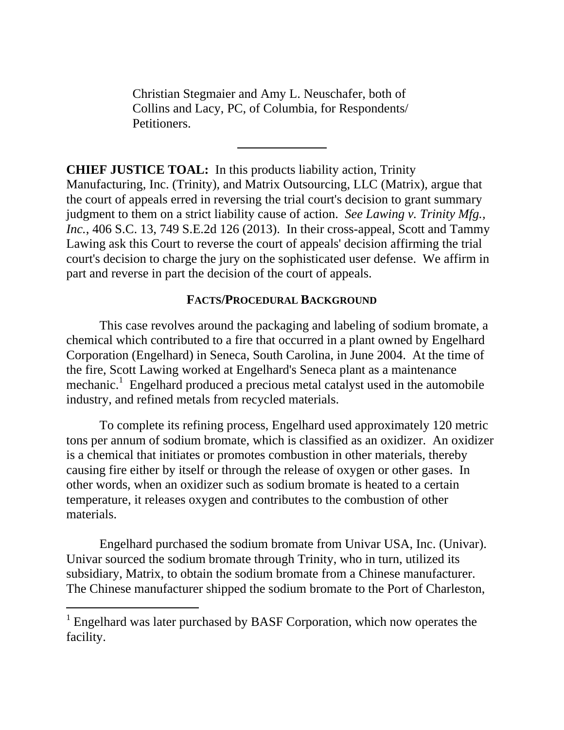Christian Stegmaier and Amy L. Neuschafer, both of Collins and Lacy, PC, of Columbia, for Respondents/ Petitioners.

---

**CHIEF JUSTICE TOAL:** In this products liability action, Trinity Manufacturing, Inc. (Trinity), and Matrix Outsourcing, LLC (Matrix), argue that the court of appeals erred in reversing the trial court's decision to grant summary judgment to them on a strict liability cause of action. *See Lawing v. Trinity Mfg., Inc.*, 406 S.C. 13, 749 S.E.2d 126 (2013). In their cross-appeal, Scott and Tammy Lawing ask this Court to reverse the court of appeals' decision affirming the trial court's decision to charge the jury on the sophisticated user defense. We affirm in part and reverse in part the decision of the court of appeals.

## FACTS/PROCEDURAL BACKGROUND

This case revolves around the packaging and labeling of sodium bromate, a chemical which contributed to a fire that occurred in a plant owned by Engelhard Corporation (Engelhard) in Seneca, South Carolina, in June 2004. At the time of the fire, Scott Lawing worked at Engelhard's Seneca plant as a maintenance mechanic.[1] Engelhard produced a precious metal catalyst used in the automobile industry, and refined metals from recycled materials.

To complete its refining process, Engelhard used approximately 120 metric tons per annum of sodium bromate, which is classified as an oxidizer. An oxidizer is a chemical that initiates or promotes combustion in other materials, thereby causing fire either by itself or through the release of oxygen or other gases. In other words, when an oxidizer such as sodium bromate is heated to a certain temperature, it releases oxygen and contributes to the combustion of other materials.

Engelhard purchased the sodium bromate from Univar USA, Inc. (Univar). Univar sourced the sodium bromate through Trinity, who in turn, utilized its subsidiary, Matrix, to obtain the sodium bromate from a Chinese manufacturer. The Chinese manufacturer shipped the sodium bromate to the Port of Charleston,

---

[1] Engelhard was later purchased by BASF Corporation, which now operates the facility.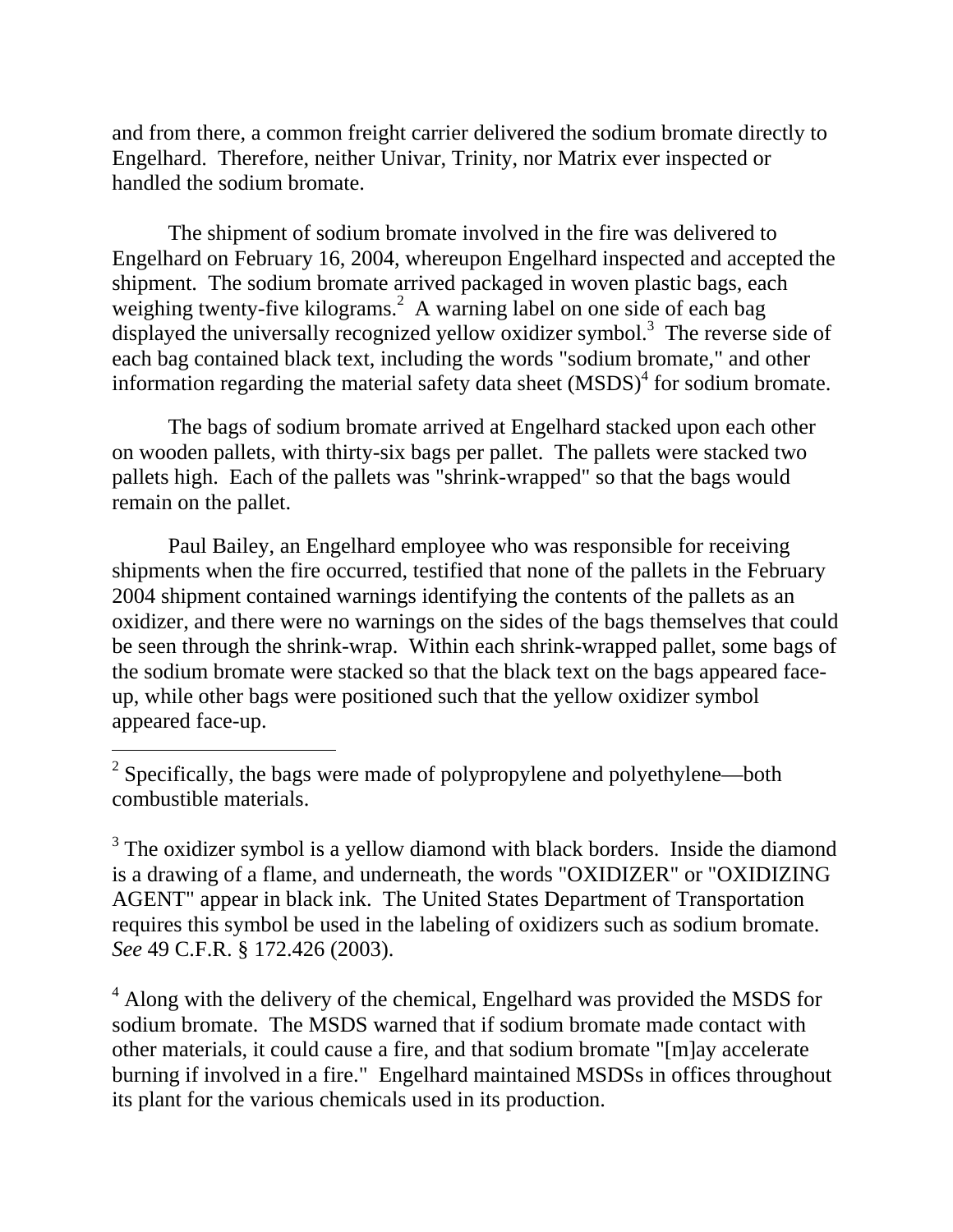and from there, a common freight carrier delivered the sodium bromate directly to Engelhard. Therefore, neither Univar, Trinity, nor Matrix ever inspected or handled the sodium bromate.

The shipment of sodium bromate involved in the fire was delivered to Engelhard on February 16, 2004, whereupon Engelhard inspected and accepted the shipment. The sodium bromate arrived packaged in woven plastic bags, each weighing twenty-five kilograms.[2] A warning label on one side of each bag displayed the universally recognized yellow oxidizer symbol.[3] The reverse side of each bag contained black text, including the words "sodium bromate," and other information regarding the material safety data sheet (MSDS)[4] for sodium bromate.

The bags of sodium bromate arrived at Engelhard stacked upon each other on wooden pallets, with thirty-six bags per pallet. The pallets were stacked two pallets high. Each of the pallets was "shrink-wrapped" so that the bags would remain on the pallet.

Paul Bailey, an Engelhard employee who was responsible for receiving shipments when the fire occurred, testified that none of the pallets in the February 2004 shipment contained warnings identifying the contents of the pallets as an oxidizer, and there were no warnings on the sides of the bags themselves that could be seen through the shrink-wrap. Within each shrink-wrapped pallet, some bags of the sodium bromate were stacked so that the black text on the bags appeared face-up, while other bags were positioned such that the yellow oxidizer symbol appeared face-up.

---

[2] Specifically, the bags were made of polypropylene and polyethylene—both combustible materials.

[3] The oxidizer symbol is a yellow diamond with black borders. Inside the diamond is a drawing of a flame, and underneath, the words "OXIDIZER" or "OXIDIZING AGENT" appear in black ink. The United States Department of Transportation requires this symbol be used in the labeling of oxidizers such as sodium bromate. *See* 49 C.F.R. § 172.426 (2003).

[4] Along with the delivery of the chemical, Engelhard was provided the MSDS for sodium bromate. The MSDS warned that if sodium bromate made contact with other materials, it could cause a fire, and that sodium bromate "[m]ay accelerate burning if involved in a fire." Engelhard maintained MSDSs in offices throughout its plant for the various chemicals used in its production.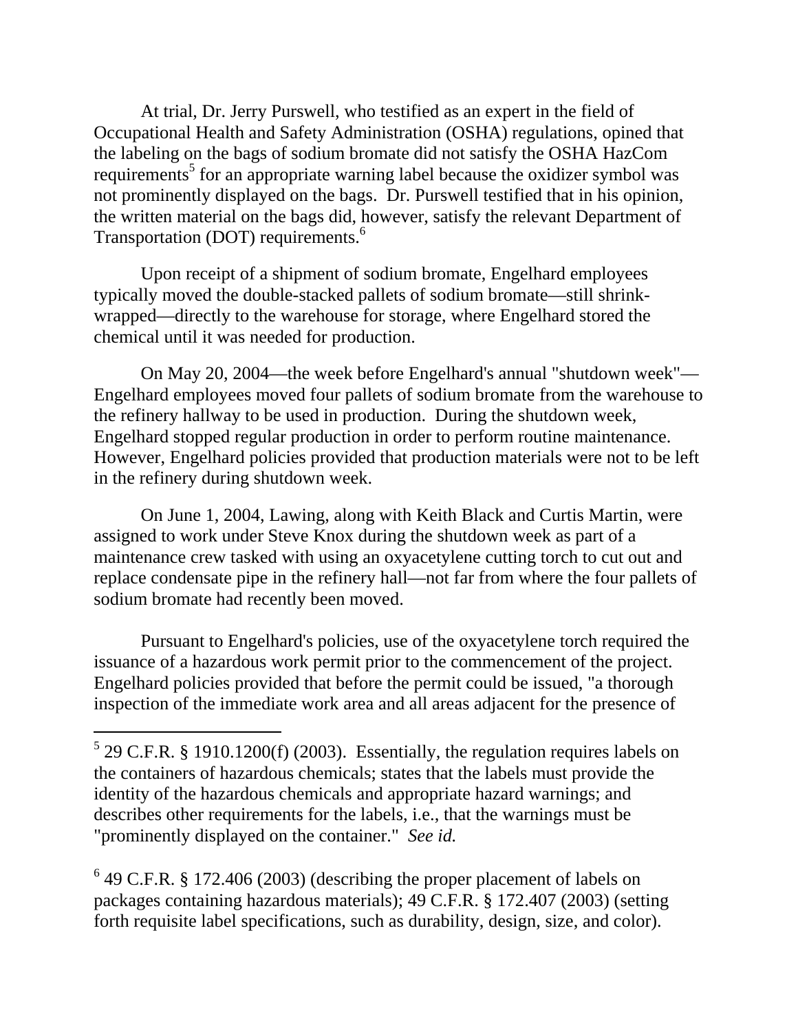At trial, Dr. Jerry Purswell, who testified as an expert in the field of Occupational Health and Safety Administration (OSHA) regulations, opined that the labeling on the bags of sodium bromate did not satisfy the OSHA HazCom requirements[5] for an appropriate warning label because the oxidizer symbol was not prominently displayed on the bags. Dr. Purswell testified that in his opinion, the written material on the bags did, however, satisfy the relevant Department of Transportation (DOT) requirements.[6]

Upon receipt of a shipment of sodium bromate, Engelhard employees typically moved the double-stacked pallets of sodium bromate—still shrink-wrapped—directly to the warehouse for storage, where Engelhard stored the chemical until it was needed for production.

On May 20, 2004—the week before Engelhard's annual "shutdown week"—Engelhard employees moved four pallets of sodium bromate from the warehouse to the refinery hallway to be used in production. During the shutdown week, Engelhard stopped regular production in order to perform routine maintenance. However, Engelhard policies provided that production materials were not to be left in the refinery during shutdown week.

On June 1, 2004, Lawing, along with Keith Black and Curtis Martin, were assigned to work under Steve Knox during the shutdown week as part of a maintenance crew tasked with using an oxyacetylene cutting torch to cut out and replace condensate pipe in the refinery hall—not far from where the four pallets of sodium bromate had recently been moved.

Pursuant to Engelhard's policies, use of the oxyacetylene torch required the issuance of a hazardous work permit prior to the commencement of the project. Engelhard policies provided that before the permit could be issued, "a thorough inspection of the immediate work area and all areas adjacent for the presence of

---

[5] 29 C.F.R. § 1910.1200(f) (2003). Essentially, the regulation requires labels on the containers of hazardous chemicals; states that the labels must provide the identity of the hazardous chemicals and appropriate hazard warnings; and describes other requirements for the labels, i.e., that the warnings must be "prominently displayed on the container." *See id.*

[6] 49 C.F.R. § 172.406 (2003) (describing the proper placement of labels on packages containing hazardous materials); 49 C.F.R. § 172.407 (2003) (setting forth requisite label specifications, such as durability, design, size, and color).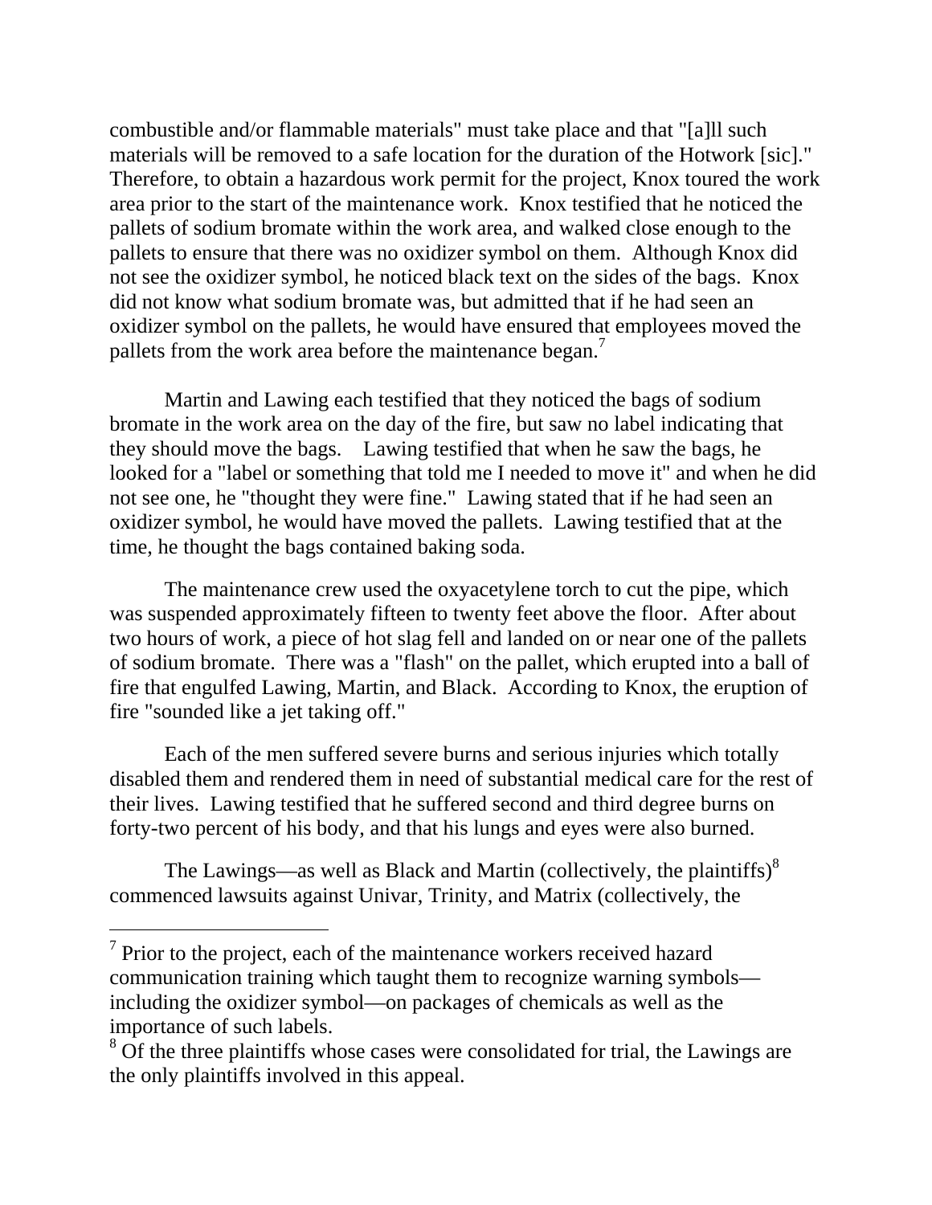combustible and/or flammable materials" must take place and that "[a]ll such materials will be removed to a safe location for the duration of the Hotwork [sic]." Therefore, to obtain a hazardous work permit for the project, Knox toured the work area prior to the start of the maintenance work. Knox testified that he noticed the pallets of sodium bromate within the work area, and walked close enough to the pallets to ensure that there was no oxidizer symbol on them. Although Knox did not see the oxidizer symbol, he noticed black text on the sides of the bags. Knox did not know what sodium bromate was, but admitted that if he had seen an oxidizer symbol on the pallets, he would have ensured that employees moved the pallets from the work area before the maintenance began.[7]

Martin and Lawing each testified that they noticed the bags of sodium bromate in the work area on the day of the fire, but saw no label indicating that they should move the bags. Lawing testified that when he saw the bags, he looked for a "label or something that told me I needed to move it" and when he did not see one, he "thought they were fine." Lawing stated that if he had seen an oxidizer symbol, he would have moved the pallets. Lawing testified that at the time, he thought the bags contained baking soda.

The maintenance crew used the oxyacetylene torch to cut the pipe, which was suspended approximately fifteen to twenty feet above the floor. After about two hours of work, a piece of hot slag fell and landed on or near one of the pallets of sodium bromate. There was a "flash" on the pallet, which erupted into a ball of fire that engulfed Lawing, Martin, and Black. According to Knox, the eruption of fire "sounded like a jet taking off."

Each of the men suffered severe burns and serious injuries which totally disabled them and rendered them in need of substantial medical care for the rest of their lives. Lawing testified that he suffered second and third degree burns on forty-two percent of his body, and that his lungs and eyes were also burned.

The Lawings—as well as Black and Martin (collectively, the plaintiffs)[8] commenced lawsuits against Univar, Trinity, and Matrix (collectively, the

---

[7] Prior to the project, each of the maintenance workers received hazard communication training which taught them to recognize warning symbols—including the oxidizer symbol—on packages of chemicals as well as the importance of such labels.

[8] Of the three plaintiffs whose cases were consolidated for trial, the Lawings are the only plaintiffs involved in this appeal.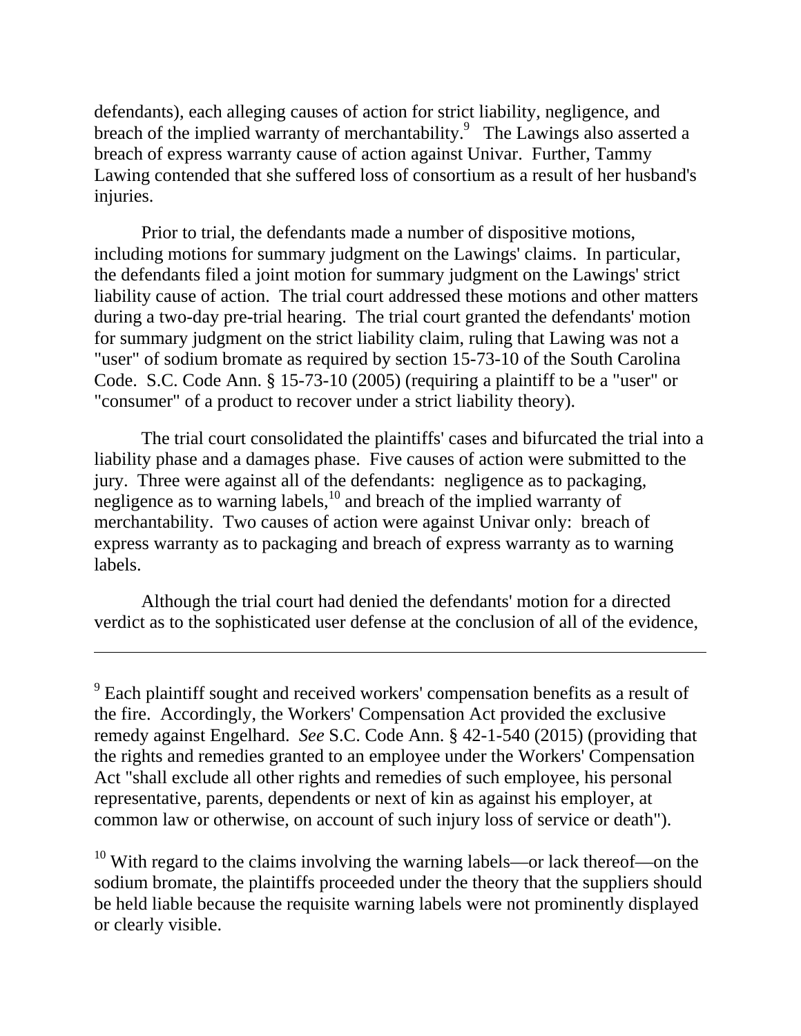defendants), each alleging causes of action for strict liability, negligence, and breach of the implied warranty of merchantability.[9] The Lawings also asserted a breach of express warranty cause of action against Univar. Further, Tammy Lawing contended that she suffered loss of consortium as a result of her husband's injuries.

Prior to trial, the defendants made a number of dispositive motions, including motions for summary judgment on the Lawings' claims. In particular, the defendants filed a joint motion for summary judgment on the Lawings' strict liability cause of action. The trial court addressed these motions and other matters during a two-day pre-trial hearing. The trial court granted the defendants' motion for summary judgment on the strict liability claim, ruling that Lawing was not a "user" of sodium bromate as required by section 15-73-10 of the South Carolina Code. S.C. Code Ann. § 15-73-10 (2005) (requiring a plaintiff to be a "user" or "consumer" of a product to recover under a strict liability theory).

The trial court consolidated the plaintiffs' cases and bifurcated the trial into a liability phase and a damages phase. Five causes of action were submitted to the jury. Three were against all of the defendants: negligence as to packaging, negligence as to warning labels,[10] and breach of the implied warranty of merchantability. Two causes of action were against Univar only: breach of express warranty as to packaging and breach of express warranty as to warning labels.

Although the trial court had denied the defendants' motion for a directed verdict as to the sophisticated user defense at the conclusion of all of the evidence,

---

[9] Each plaintiff sought and received workers' compensation benefits as a result of the fire. Accordingly, the Workers' Compensation Act provided the exclusive remedy against Engelhard. *See* S.C. Code Ann. § 42-1-540 (2015) (providing that the rights and remedies granted to an employee under the Workers' Compensation Act "shall exclude all other rights and remedies of such employee, his personal representative, parents, dependents or next of kin as against his employer, at common law or otherwise, on account of such injury loss of service or death").

[10] With regard to the claims involving the warning labels—or lack thereof—on the sodium bromate, the plaintiffs proceeded under the theory that the suppliers should be held liable because the requisite warning labels were not prominently displayed or clearly visible.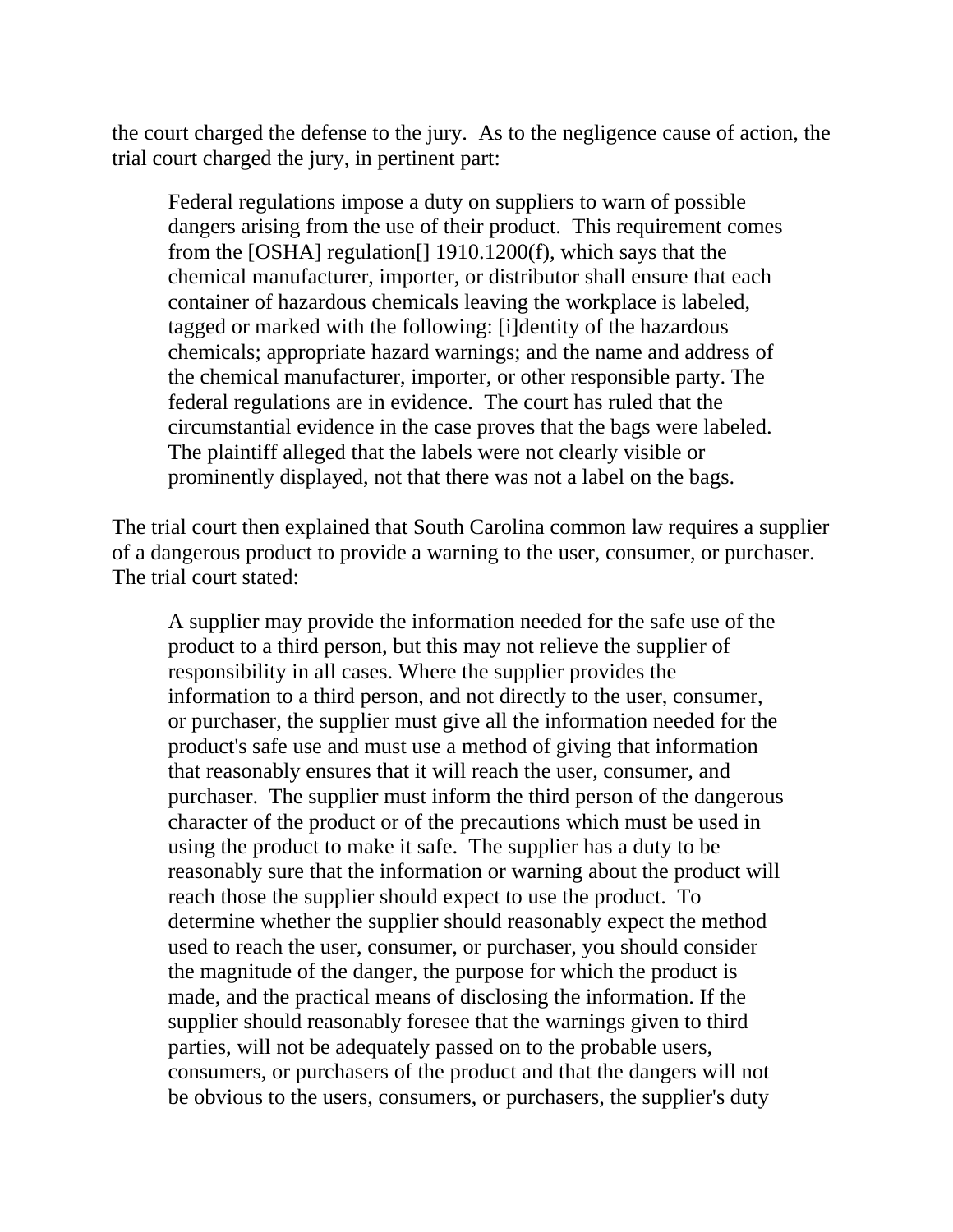the court charged the defense to the jury. As to the negligence cause of action, the trial court charged the jury, in pertinent part:

> Federal regulations impose a duty on suppliers to warn of possible dangers arising from the use of their product. This requirement comes from the [OSHA] regulation[] 1910.1200(f), which says that the chemical manufacturer, importer, or distributor shall ensure that each container of hazardous chemicals leaving the workplace is labeled, tagged or marked with the following: [i]dentity of the hazardous chemicals; appropriate hazard warnings; and the name and address of the chemical manufacturer, importer, or other responsible party. The federal regulations are in evidence. The court has ruled that the circumstantial evidence in the case proves that the bags were labeled. The plaintiff alleged that the labels were not clearly visible or prominently displayed, not that there was not a label on the bags.

The trial court then explained that South Carolina common law requires a supplier of a dangerous product to provide a warning to the user, consumer, or purchaser. The trial court stated:

> A supplier may provide the information needed for the safe use of the product to a third person, but this may not relieve the supplier of responsibility in all cases. Where the supplier provides the information to a third person, and not directly to the user, consumer, or purchaser, the supplier must give all the information needed for the product's safe use and must use a method of giving that information that reasonably ensures that it will reach the user, consumer, and purchaser. The supplier must inform the third person of the dangerous character of the product or of the precautions which must be used in using the product to make it safe. The supplier has a duty to be reasonably sure that the information or warning about the product will reach those the supplier should expect to use the product. To determine whether the supplier should reasonably expect the method used to reach the user, consumer, or purchaser, you should consider the magnitude of the danger, the purpose for which the product is made, and the practical means of disclosing the information. If the supplier should reasonably foresee that the warnings given to third parties, will not be adequately passed on to the probable users, consumers, or purchasers of the product and that the dangers will not be obvious to the users, consumers, or purchasers, the supplier's duty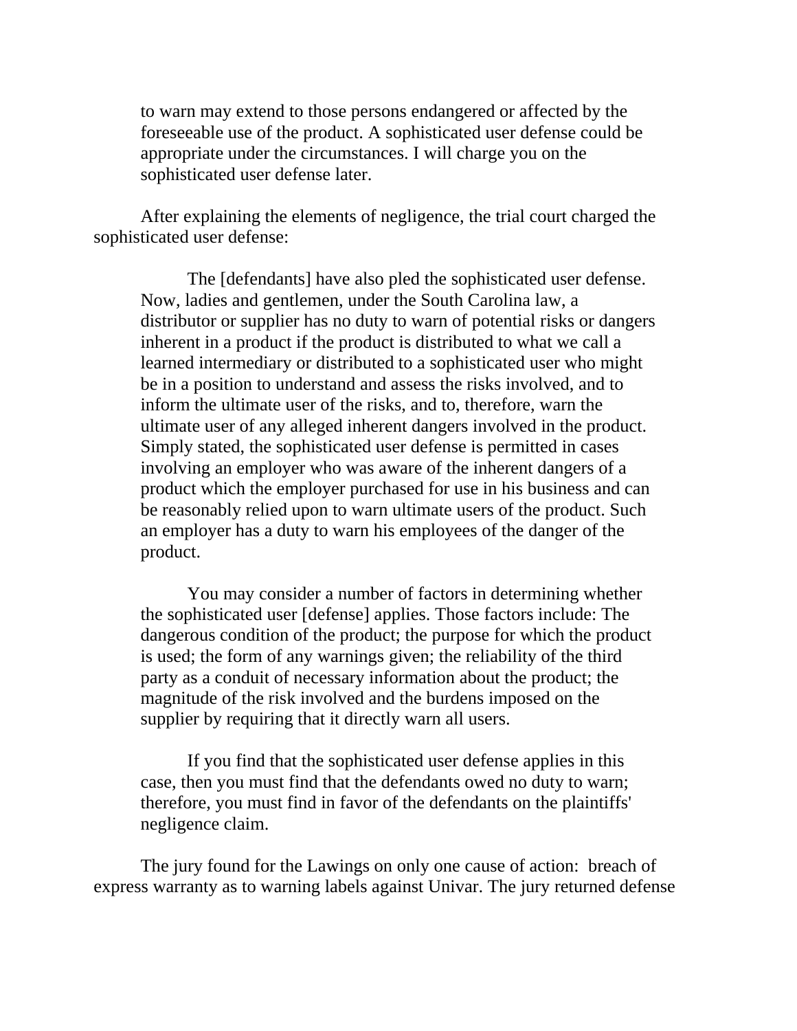to warn may extend to those persons endangered or affected by the foreseeable use of the product. A sophisticated user defense could be appropriate under the circumstances. I will charge you on the sophisticated user defense later.

After explaining the elements of negligence, the trial court charged the sophisticated user defense:

> The [defendants] have also pled the sophisticated user defense. Now, ladies and gentlemen, under the South Carolina law, a distributor or supplier has no duty to warn of potential risks or dangers inherent in a product if the product is distributed to what we call a learned intermediary or distributed to a sophisticated user who might be in a position to understand and assess the risks involved, and to inform the ultimate user of the risks, and to, therefore, warn the ultimate user of any alleged inherent dangers involved in the product. Simply stated, the sophisticated user defense is permitted in cases involving an employer who was aware of the inherent dangers of a product which the employer purchased for use in his business and can be reasonably relied upon to warn ultimate users of the product. Such an employer has a duty to warn his employees of the danger of the product.
>
> You may consider a number of factors in determining whether the sophisticated user [defense] applies. Those factors include: The dangerous condition of the product; the purpose for which the product is used; the form of any warnings given; the reliability of the third party as a conduit of necessary information about the product; the magnitude of the risk involved and the burdens imposed on the supplier by requiring that it directly warn all users.
>
> If you find that the sophisticated user defense applies in this case, then you must find that the defendants owed no duty to warn; therefore, you must find in favor of the defendants on the plaintiffs' negligence claim.

The jury found for the Lawings on only one cause of action: breach of express warranty as to warning labels against Univar. The jury returned defense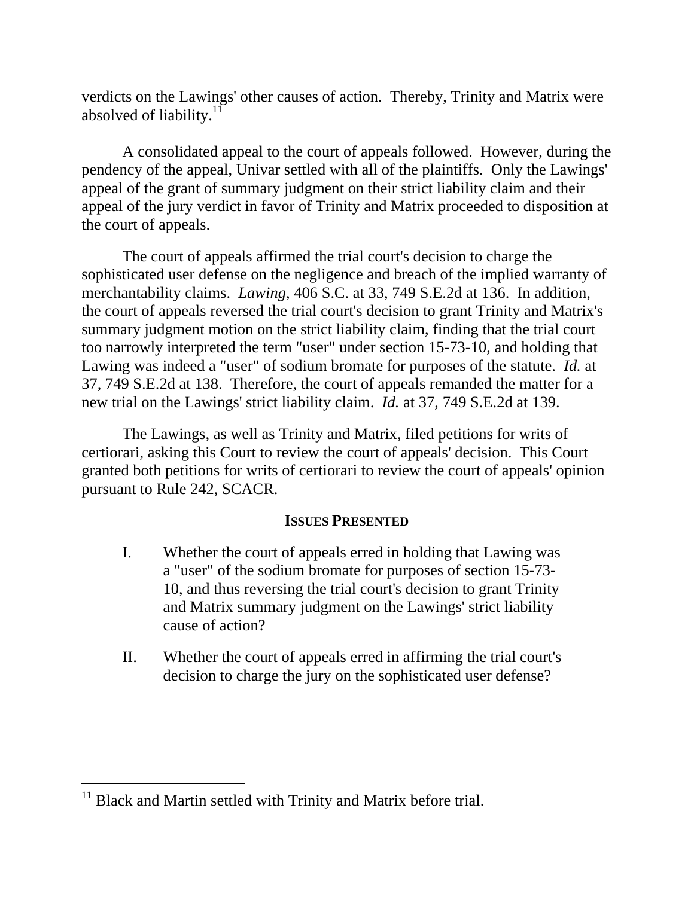verdicts on the Lawings' other causes of action. Thereby, Trinity and Matrix were absolved of liability.[11]

A consolidated appeal to the court of appeals followed. However, during the pendency of the appeal, Univar settled with all of the plaintiffs. Only the Lawings' appeal of the grant of summary judgment on their strict liability claim and their appeal of the jury verdict in favor of Trinity and Matrix proceeded to disposition at the court of appeals.

The court of appeals affirmed the trial court's decision to charge the sophisticated user defense on the negligence and breach of the implied warranty of merchantability claims. *Lawing*, 406 S.C. at 33, 749 S.E.2d at 136. In addition, the court of appeals reversed the trial court's decision to grant Trinity and Matrix's summary judgment motion on the strict liability claim, finding that the trial court too narrowly interpreted the term "user" under section 15-73-10, and holding that Lawing was indeed a "user" of sodium bromate for purposes of the statute. *Id.* at 37, 749 S.E.2d at 138. Therefore, the court of appeals remanded the matter for a new trial on the Lawings' strict liability claim. *Id.* at 37, 749 S.E.2d at 139.

The Lawings, as well as Trinity and Matrix, filed petitions for writs of certiorari, asking this Court to review the court of appeals' decision. This Court granted both petitions for writs of certiorari to review the court of appeals' opinion pursuant to Rule 242, SCACR.

## ISSUES PRESENTED

I. Whether the court of appeals erred in holding that Lawing was a "user" of the sodium bromate for purposes of section 15-73-10, and thus reversing the trial court's decision to grant Trinity and Matrix summary judgment on the Lawings' strict liability cause of action?

II. Whether the court of appeals erred in affirming the trial court's decision to charge the jury on the sophisticated user defense?

---

[11] Black and Martin settled with Trinity and Matrix before trial.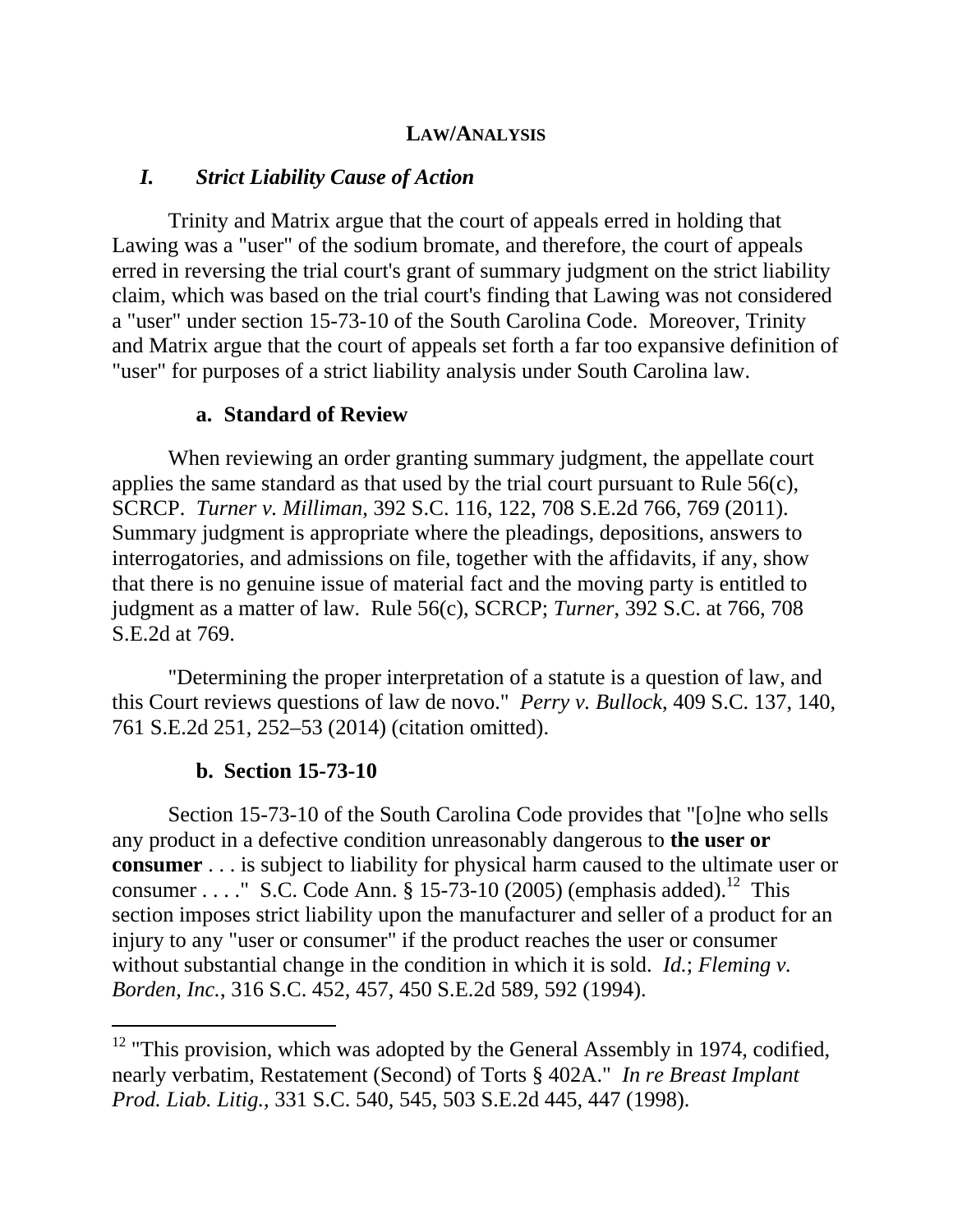## LAW/ANALYSIS

### *I. Strict Liability Cause of Action*

Trinity and Matrix argue that the court of appeals erred in holding that Lawing was a "user" of the sodium bromate, and therefore, the court of appeals erred in reversing the trial court's grant of summary judgment on the strict liability claim, which was based on the trial court's finding that Lawing was not considered a "user" under section 15-73-10 of the South Carolina Code. Moreover, Trinity and Matrix argue that the court of appeals set forth a far too expansive definition of "user" for purposes of a strict liability analysis under South Carolina law.

#### a. Standard of Review

When reviewing an order granting summary judgment, the appellate court applies the same standard as that used by the trial court pursuant to Rule 56(c), SCRCP. *Turner v. Milliman*, 392 S.C. 116, 122, 708 S.E.2d 766, 769 (2011). Summary judgment is appropriate where the pleadings, depositions, answers to interrogatories, and admissions on file, together with the affidavits, if any, show that there is no genuine issue of material fact and the moving party is entitled to judgment as a matter of law. Rule 56(c), SCRCP; *Turner*, 392 S.C. at 766, 708 S.E.2d at 769.

"Determining the proper interpretation of a statute is a question of law, and this Court reviews questions of law de novo." *Perry v. Bullock*, 409 S.C. 137, 140, 761 S.E.2d 251, 252–53 (2014) (citation omitted).

#### b. Section 15-73-10

Section 15-73-10 of the South Carolina Code provides that "[o]ne who sells any product in a defective condition unreasonably dangerous to **the user or consumer** . . . is subject to liability for physical harm caused to the ultimate user or consumer . . . ." S.C. Code Ann. § 15-73-10 (2005) (emphasis added).[12] This section imposes strict liability upon the manufacturer and seller of a product for an injury to any "user or consumer" if the product reaches the user or consumer without substantial change in the condition in which it is sold. *Id.*; *Fleming v. Borden, Inc.*, 316 S.C. 452, 457, 450 S.E.2d 589, 592 (1994).

---

[12] "This provision, which was adopted by the General Assembly in 1974, codified, nearly verbatim, Restatement (Second) of Torts § 402A." *In re Breast Implant Prod. Liab. Litig.*, 331 S.C. 540, 545, 503 S.E.2d 445, 447 (1998).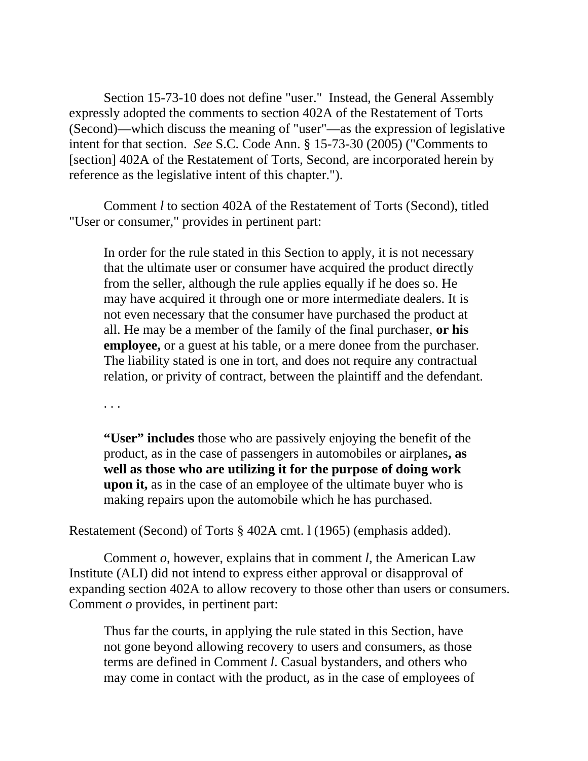Section 15-73-10 does not define "user." Instead, the General Assembly expressly adopted the comments to section 402A of the Restatement of Torts (Second)—which discuss the meaning of "user"—as the expression of legislative intent for that section. *See* S.C. Code Ann. § 15-73-30 (2005) ("Comments to [section] 402A of the Restatement of Torts, Second, are incorporated herein by reference as the legislative intent of this chapter.").

Comment *l* to section 402A of the Restatement of Torts (Second), titled "User or consumer," provides in pertinent part:

> In order for the rule stated in this Section to apply, it is not necessary that the ultimate user or consumer have acquired the product directly from the seller, although the rule applies equally if he does so. He may have acquired it through one or more intermediate dealers. It is not even necessary that the consumer have purchased the product at all. He may be a member of the family of the final purchaser, **or his employee,** or a guest at his table, or a mere donee from the purchaser. The liability stated is one in tort, and does not require any contractual relation, or privity of contract, between the plaintiff and the defendant.
>
> . . .
>
> **"User" includes** those who are passively enjoying the benefit of the product, as in the case of passengers in automobiles or airplanes**, as well as those who are utilizing it for the purpose of doing work upon it,** as in the case of an employee of the ultimate buyer who is making repairs upon the automobile which he has purchased.

Restatement (Second) of Torts § 402A cmt. l (1965) (emphasis added).

Comment *o*, however, explains that in comment *l*, the American Law Institute (ALI) did not intend to express either approval or disapproval of expanding section 402A to allow recovery to those other than users or consumers. Comment *o* provides, in pertinent part:

> Thus far the courts, in applying the rule stated in this Section, have not gone beyond allowing recovery to users and consumers, as those terms are defined in Comment *l*. Casual bystanders, and others who may come in contact with the product, as in the case of employees of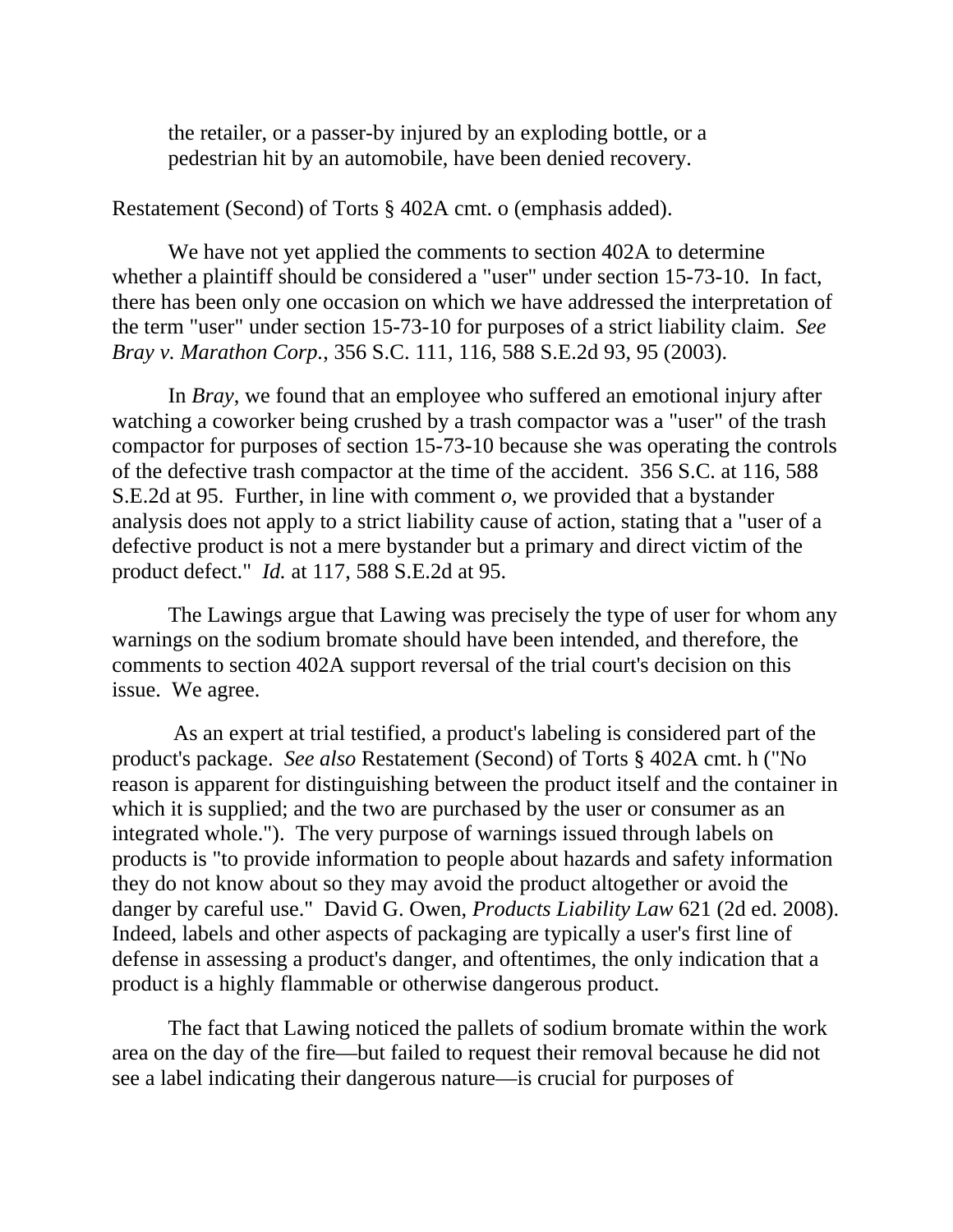> the retailer, or a passer-by injured by an exploding bottle, or a pedestrian hit by an automobile, have been denied recovery.

Restatement (Second) of Torts § 402A cmt. o (emphasis added).

We have not yet applied the comments to section 402A to determine whether a plaintiff should be considered a "user" under section 15-73-10. In fact, there has been only one occasion on which we have addressed the interpretation of the term "user" under section 15-73-10 for purposes of a strict liability claim. *See Bray v. Marathon Corp.*, 356 S.C. 111, 116, 588 S.E.2d 93, 95 (2003).

In *Bray*, we found that an employee who suffered an emotional injury after watching a coworker being crushed by a trash compactor was a "user" of the trash compactor for purposes of section 15-73-10 because she was operating the controls of the defective trash compactor at the time of the accident. 356 S.C. at 116, 588 S.E.2d at 95. Further, in line with comment *o*, we provided that a bystander analysis does not apply to a strict liability cause of action, stating that a "user of a defective product is not a mere bystander but a primary and direct victim of the product defect." *Id.* at 117, 588 S.E.2d at 95.

The Lawings argue that Lawing was precisely the type of user for whom any warnings on the sodium bromate should have been intended, and therefore, the comments to section 402A support reversal of the trial court's decision on this issue. We agree.

As an expert at trial testified, a product's labeling is considered part of the product's package. *See also* Restatement (Second) of Torts § 402A cmt. h ("No reason is apparent for distinguishing between the product itself and the container in which it is supplied; and the two are purchased by the user or consumer as an integrated whole."). The very purpose of warnings issued through labels on products is "to provide information to people about hazards and safety information they do not know about so they may avoid the product altogether or avoid the danger by careful use." David G. Owen, *Products Liability Law* 621 (2d ed. 2008). Indeed, labels and other aspects of packaging are typically a user's first line of defense in assessing a product's danger, and oftentimes, the only indication that a product is a highly flammable or otherwise dangerous product.

The fact that Lawing noticed the pallets of sodium bromate within the work area on the day of the fire—but failed to request their removal because he did not see a label indicating their dangerous nature—is crucial for purposes of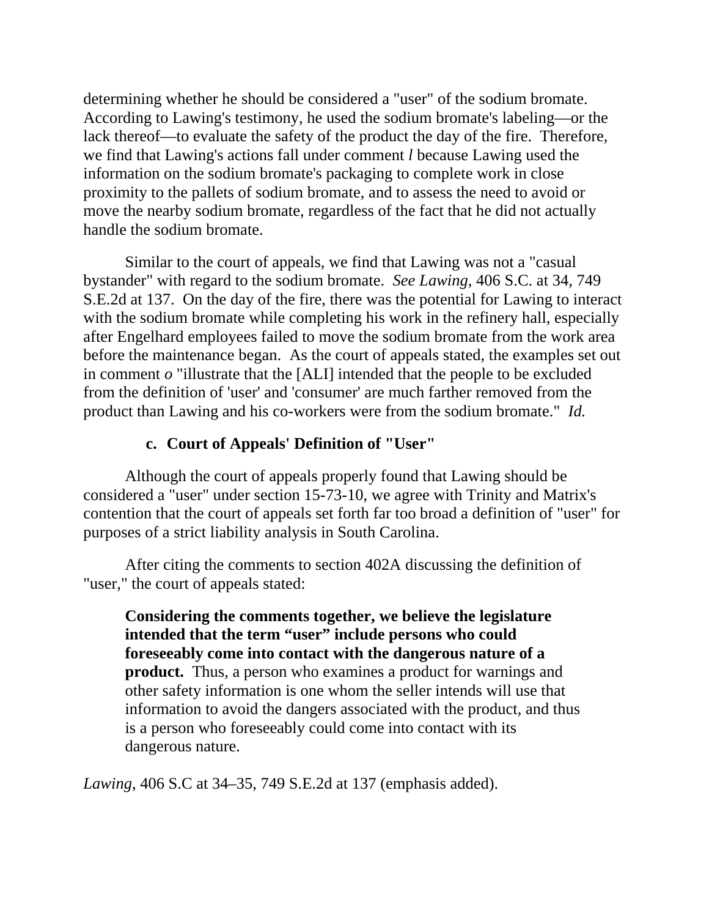determining whether he should be considered a "user" of the sodium bromate. According to Lawing's testimony, he used the sodium bromate's labeling—or the lack thereof—to evaluate the safety of the product the day of the fire. Therefore, we find that Lawing's actions fall under comment *l* because Lawing used the information on the sodium bromate's packaging to complete work in close proximity to the pallets of sodium bromate, and to assess the need to avoid or move the nearby sodium bromate, regardless of the fact that he did not actually handle the sodium bromate.

Similar to the court of appeals, we find that Lawing was not a "casual bystander" with regard to the sodium bromate. *See Lawing*, 406 S.C. at 34, 749 S.E.2d at 137. On the day of the fire, there was the potential for Lawing to interact with the sodium bromate while completing his work in the refinery hall, especially after Engelhard employees failed to move the sodium bromate from the work area before the maintenance began. As the court of appeals stated, the examples set out in comment *o* "illustrate that the [ALI] intended that the people to be excluded from the definition of 'user' and 'consumer' are much farther removed from the product than Lawing and his co-workers were from the sodium bromate." *Id.*

### c. Court of Appeals' Definition of "User"

Although the court of appeals properly found that Lawing should be considered a "user" under section 15-73-10, we agree with Trinity and Matrix's contention that the court of appeals set forth far too broad a definition of "user" for purposes of a strict liability analysis in South Carolina.

After citing the comments to section 402A discussing the definition of "user," the court of appeals stated:

> **Considering the comments together, we believe the legislature intended that the term "user" include persons who could foreseeably come into contact with the dangerous nature of a product.** Thus, a person who examines a product for warnings and other safety information is one whom the seller intends will use that information to avoid the dangers associated with the product, and thus is a person who foreseeably could come into contact with its dangerous nature.

*Lawing*, 406 S.C at 34–35, 749 S.E.2d at 137 (emphasis added).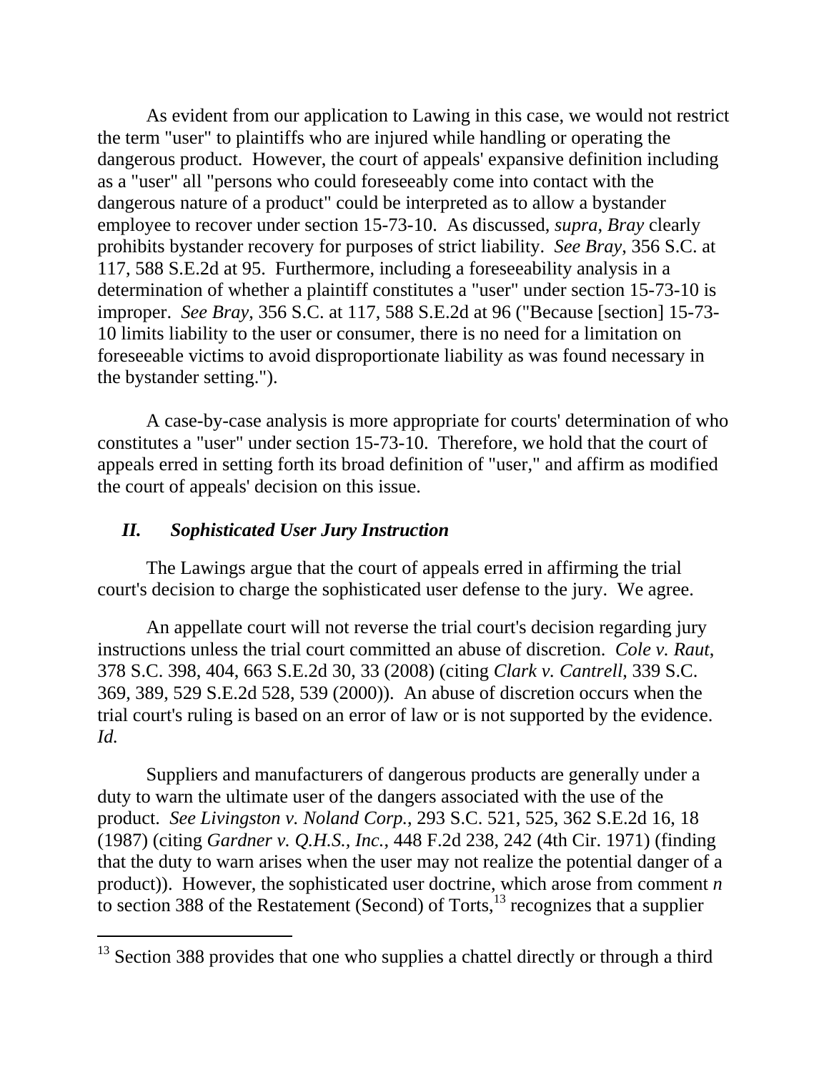As evident from our application to Lawing in this case, we would not restrict the term "user" to plaintiffs who are injured while handling or operating the dangerous product. However, the court of appeals' expansive definition including as a "user" all "persons who could foreseeably come into contact with the dangerous nature of a product" could be interpreted as to allow a bystander employee to recover under section 15-73-10. As discussed, *supra*, *Bray* clearly prohibits bystander recovery for purposes of strict liability. *See Bray*, 356 S.C. at 117, 588 S.E.2d at 95. Furthermore, including a foreseeability analysis in a determination of whether a plaintiff constitutes a "user" under section 15-73-10 is improper. *See Bray*, 356 S.C. at 117, 588 S.E.2d at 96 ("Because [section] 15-73-10 limits liability to the user or consumer, there is no need for a limitation on foreseeable victims to avoid disproportionate liability as was found necessary in the bystander setting.").

A case-by-case analysis is more appropriate for courts' determination of who constitutes a "user" under section 15-73-10. Therefore, we hold that the court of appeals erred in setting forth its broad definition of "user," and affirm as modified the court of appeals' decision on this issue.

## *II. Sophisticated User Jury Instruction*

The Lawings argue that the court of appeals erred in affirming the trial court's decision to charge the sophisticated user defense to the jury. We agree.

An appellate court will not reverse the trial court's decision regarding jury instructions unless the trial court committed an abuse of discretion. *Cole v. Raut*, 378 S.C. 398, 404, 663 S.E.2d 30, 33 (2008) (citing *Clark v. Cantrell*, 339 S.C. 369, 389, 529 S.E.2d 528, 539 (2000)). An abuse of discretion occurs when the trial court's ruling is based on an error of law or is not supported by the evidence. *Id.*

Suppliers and manufacturers of dangerous products are generally under a duty to warn the ultimate user of the dangers associated with the use of the product. *See Livingston v. Noland Corp.*, 293 S.C. 521, 525, 362 S.E.2d 16, 18 (1987) (citing *Gardner v. Q.H.S., Inc.*, 448 F.2d 238, 242 (4th Cir. 1971) (finding that the duty to warn arises when the user may not realize the potential danger of a product)). However, the sophisticated user doctrine, which arose from comment *n* to section 388 of the Restatement (Second) of Torts,[13] recognizes that a supplier

[13] Section 388 provides that one who supplies a chattel directly or through a third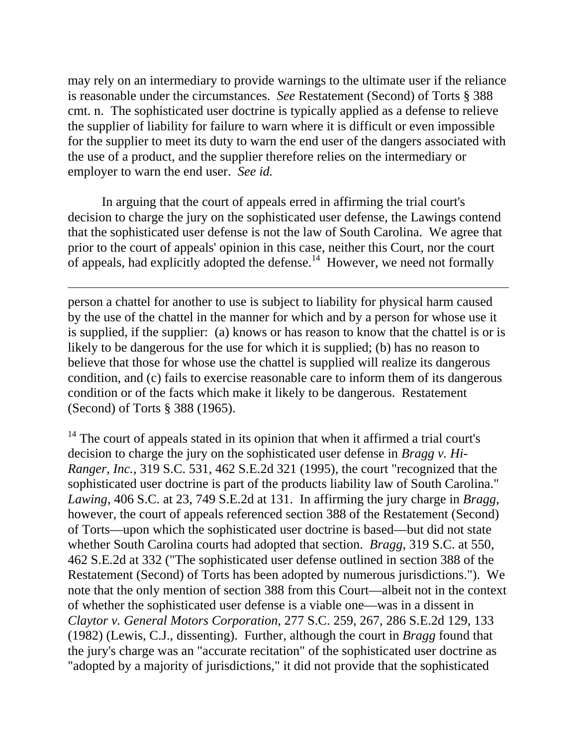may rely on an intermediary to provide warnings to the ultimate user if the reliance is reasonable under the circumstances. *See* Restatement (Second) of Torts § 388 cmt. n. The sophisticated user doctrine is typically applied as a defense to relieve the supplier of liability for failure to warn where it is difficult or even impossible for the supplier to meet its duty to warn the end user of the dangers associated with the use of a product, and the supplier therefore relies on the intermediary or employer to warn the end user. *See id.*

In arguing that the court of appeals erred in affirming the trial court's decision to charge the jury on the sophisticated user defense, the Lawings contend that the sophisticated user defense is not the law of South Carolina. We agree that prior to the court of appeals' opinion in this case, neither this Court, nor the court of appeals, had explicitly adopted the defense.[14] However, we need not formally

---

person a chattel for another to use is subject to liability for physical harm caused by the use of the chattel in the manner for which and by a person for whose use it is supplied, if the supplier: (a) knows or has reason to know that the chattel is or is likely to be dangerous for the use for which it is supplied; (b) has no reason to believe that those for whose use the chattel is supplied will realize its dangerous condition, and (c) fails to exercise reasonable care to inform them of its dangerous condition or of the facts which make it likely to be dangerous. Restatement (Second) of Torts § 388 (1965).

[14] The court of appeals stated in its opinion that when it affirmed a trial court's decision to charge the jury on the sophisticated user defense in *Bragg v. Hi-Ranger, Inc.*, 319 S.C. 531, 462 S.E.2d 321 (1995), the court "recognized that the sophisticated user doctrine is part of the products liability law of South Carolina." *Lawing*, 406 S.C. at 23, 749 S.E.2d at 131. In affirming the jury charge in *Bragg*, however, the court of appeals referenced section 388 of the Restatement (Second) of Torts—upon which the sophisticated user doctrine is based—but did not state whether South Carolina courts had adopted that section. *Bragg*, 319 S.C. at 550, 462 S.E.2d at 332 ("The sophisticated user defense outlined in section 388 of the Restatement (Second) of Torts has been adopted by numerous jurisdictions."). We note that the only mention of section 388 from this Court—albeit not in the context of whether the sophisticated user defense is a viable one—was in a dissent in *Claytor v. General Motors Corporation*, 277 S.C. 259, 267, 286 S.E.2d 129, 133 (1982) (Lewis, C.J., dissenting). Further, although the court in *Bragg* found that the jury's charge was an "accurate recitation" of the sophisticated user doctrine as "adopted by a majority of jurisdictions," it did not provide that the sophisticated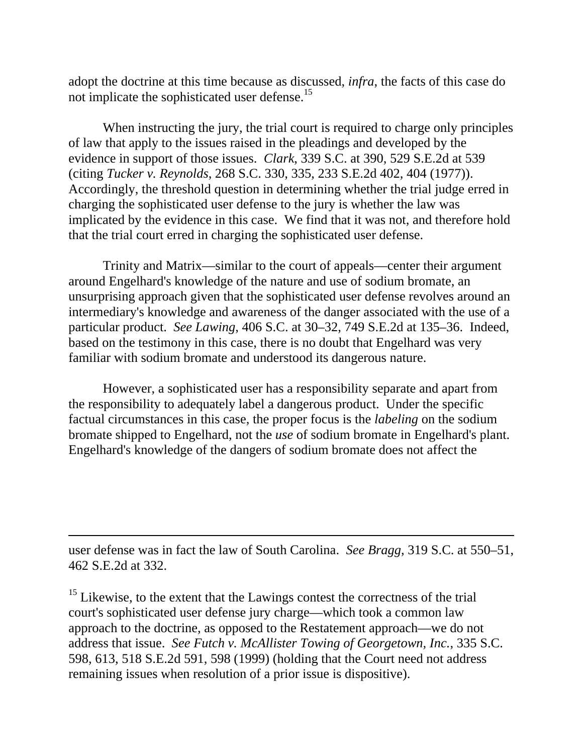adopt the doctrine at this time because as discussed, *infra*, the facts of this case do not implicate the sophisticated user defense.[15]

When instructing the jury, the trial court is required to charge only principles of law that apply to the issues raised in the pleadings and developed by the evidence in support of those issues. *Clark*, 339 S.C. at 390, 529 S.E.2d at 539 (citing *Tucker v. Reynolds*, 268 S.C. 330, 335, 233 S.E.2d 402, 404 (1977)). Accordingly, the threshold question in determining whether the trial judge erred in charging the sophisticated user defense to the jury is whether the law was implicated by the evidence in this case. We find that it was not, and therefore hold that the trial court erred in charging the sophisticated user defense.

Trinity and Matrix—similar to the court of appeals—center their argument around Engelhard's knowledge of the nature and use of sodium bromate, an unsurprising approach given that the sophisticated user defense revolves around an intermediary's knowledge and awareness of the danger associated with the use of a particular product. *See Lawing*, 406 S.C. at 30–32, 749 S.E.2d at 135–36. Indeed, based on the testimony in this case, there is no doubt that Engelhard was very familiar with sodium bromate and understood its dangerous nature.

However, a sophisticated user has a responsibility separate and apart from the responsibility to adequately label a dangerous product. Under the specific factual circumstances in this case, the proper focus is the *labeling* on the sodium bromate shipped to Engelhard, not the *use* of sodium bromate in Engelhard's plant. Engelhard's knowledge of the dangers of sodium bromate does not affect the

---

user defense was in fact the law of South Carolina. *See Bragg*, 319 S.C. at 550–51, 462 S.E.2d at 332.

[15] Likewise, to the extent that the Lawings contest the correctness of the trial court's sophisticated user defense jury charge—which took a common law approach to the doctrine, as opposed to the Restatement approach—we do not address that issue. *See Futch v. McAllister Towing of Georgetown, Inc.*, 335 S.C. 598, 613, 518 S.E.2d 591, 598 (1999) (holding that the Court need not address remaining issues when resolution of a prior issue is dispositive).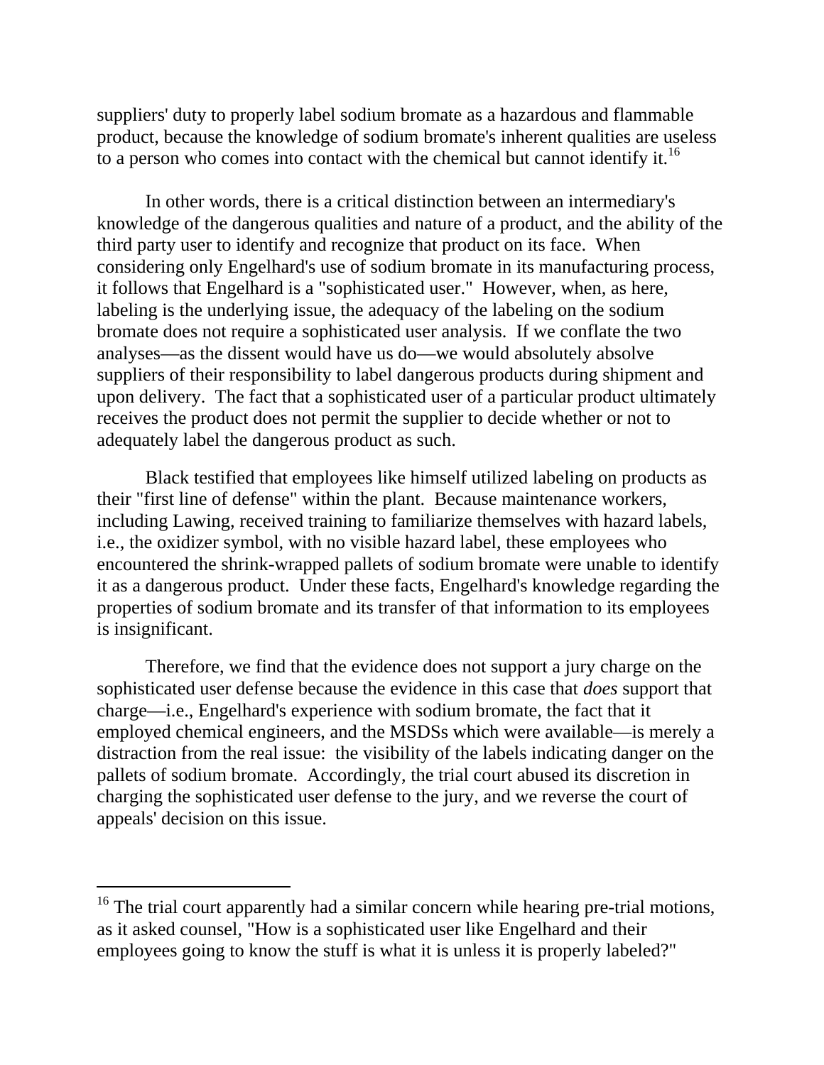suppliers' duty to properly label sodium bromate as a hazardous and flammable product, because the knowledge of sodium bromate's inherent qualities are useless to a person who comes into contact with the chemical but cannot identify it.[16]

In other words, there is a critical distinction between an intermediary's knowledge of the dangerous qualities and nature of a product, and the ability of the third party user to identify and recognize that product on its face. When considering only Engelhard's use of sodium bromate in its manufacturing process, it follows that Engelhard is a "sophisticated user." However, when, as here, labeling is the underlying issue, the adequacy of the labeling on the sodium bromate does not require a sophisticated user analysis. If we conflate the two analyses—as the dissent would have us do—we would absolutely absolve suppliers of their responsibility to label dangerous products during shipment and upon delivery. The fact that a sophisticated user of a particular product ultimately receives the product does not permit the supplier to decide whether or not to adequately label the dangerous product as such.

Black testified that employees like himself utilized labeling on products as their "first line of defense" within the plant. Because maintenance workers, including Lawing, received training to familiarize themselves with hazard labels, i.e., the oxidizer symbol, with no visible hazard label, these employees who encountered the shrink-wrapped pallets of sodium bromate were unable to identify it as a dangerous product. Under these facts, Engelhard's knowledge regarding the properties of sodium bromate and its transfer of that information to its employees is insignificant.

Therefore, we find that the evidence does not support a jury charge on the sophisticated user defense because the evidence in this case that *does* support that charge—i.e., Engelhard's experience with sodium bromate, the fact that it employed chemical engineers, and the MSDSs which were available—is merely a distraction from the real issue: the visibility of the labels indicating danger on the pallets of sodium bromate. Accordingly, the trial court abused its discretion in charging the sophisticated user defense to the jury, and we reverse the court of appeals' decision on this issue.

---

[16] The trial court apparently had a similar concern while hearing pre-trial motions, as it asked counsel, "How is a sophisticated user like Engelhard and their employees going to know the stuff is what it is unless it is properly labeled?"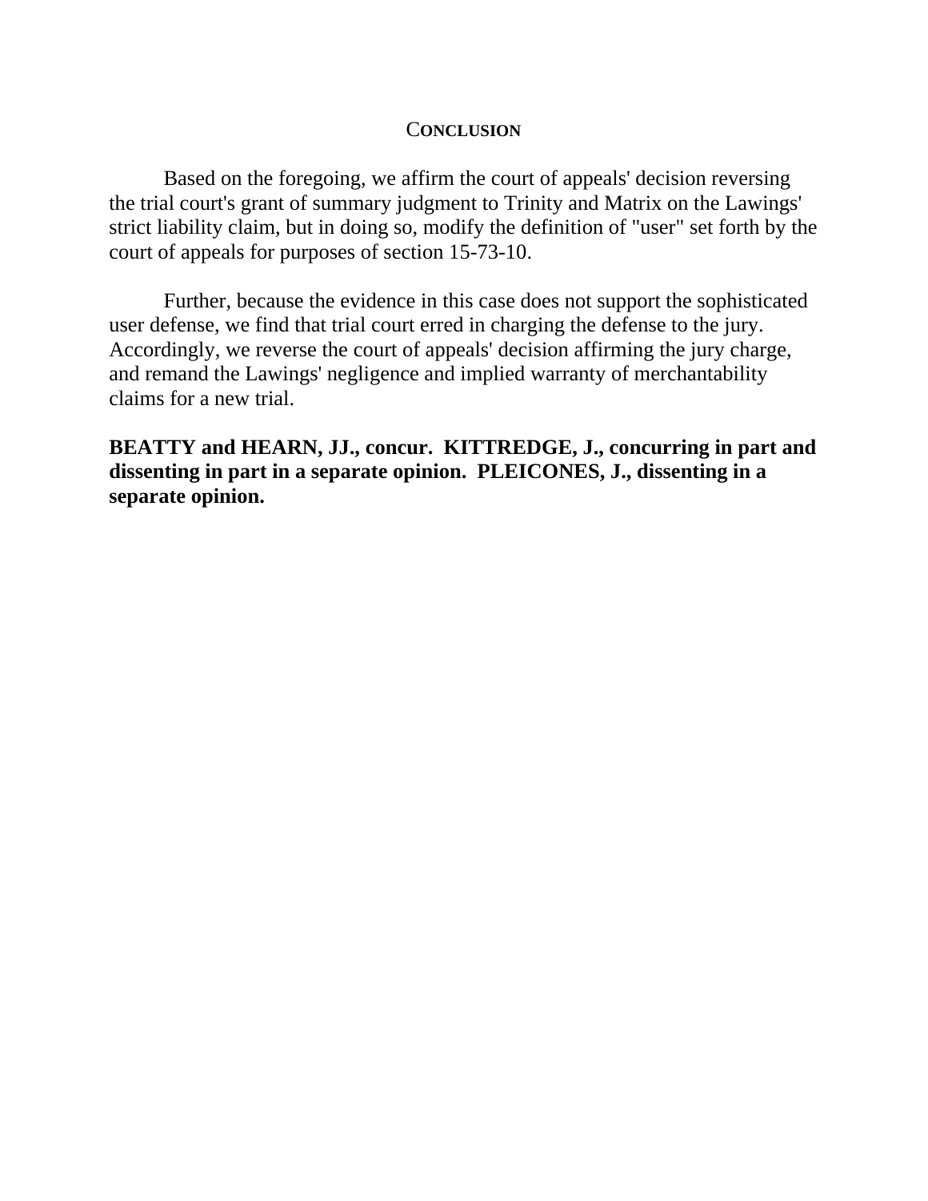## CONCLUSION

Based on the foregoing, we affirm the court of appeals' decision reversing the trial court's grant of summary judgment to Trinity and Matrix on the Lawings' strict liability claim, but in doing so, modify the definition of "user" set forth by the court of appeals for purposes of section 15-73-10.

Further, because the evidence in this case does not support the sophisticated user defense, we find that trial court erred in charging the defense to the jury. Accordingly, we reverse the court of appeals' decision affirming the jury charge, and remand the Lawings' negligence and implied warranty of merchantability claims for a new trial.

**BEATTY and HEARN, JJ., concur. KITTREDGE, J., concurring in part and dissenting in part in a separate opinion. PLEICONES, J., dissenting in a separate opinion.**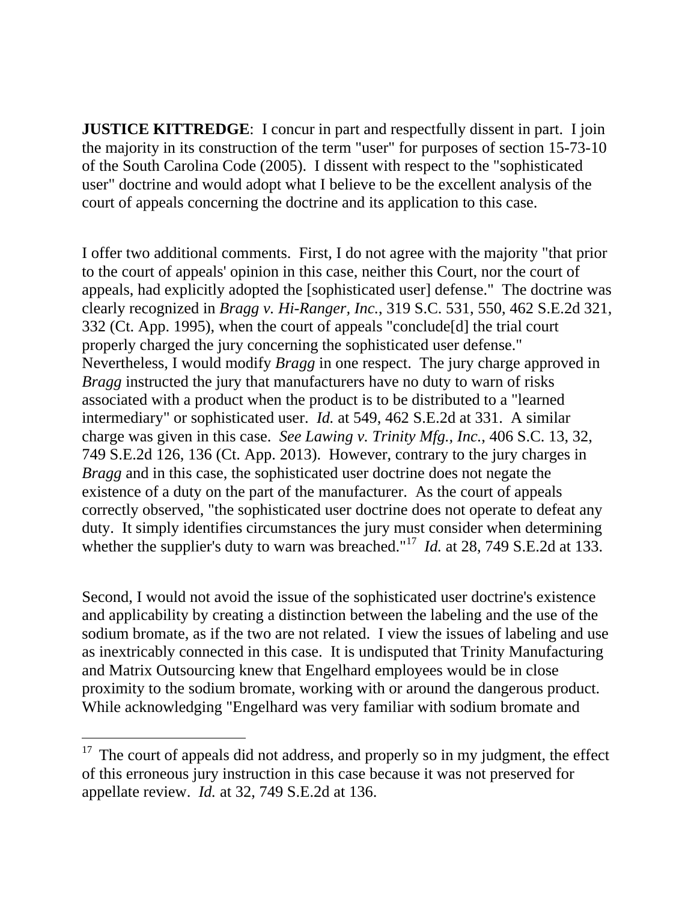**JUSTICE KITTREDGE**: I concur in part and respectfully dissent in part. I join the majority in its construction of the term "user" for purposes of section 15-73-10 of the South Carolina Code (2005). I dissent with respect to the "sophisticated user" doctrine and would adopt what I believe to be the excellent analysis of the court of appeals concerning the doctrine and its application to this case.

I offer two additional comments. First, I do not agree with the majority "that prior to the court of appeals' opinion in this case, neither this Court, nor the court of appeals, had explicitly adopted the [sophisticated user] defense." The doctrine was clearly recognized in *Bragg v. Hi-Ranger, Inc.*, 319 S.C. 531, 550, 462 S.E.2d 321, 332 (Ct. App. 1995), when the court of appeals "conclude[d] the trial court properly charged the jury concerning the sophisticated user defense." Nevertheless, I would modify *Bragg* in one respect. The jury charge approved in *Bragg* instructed the jury that manufacturers have no duty to warn of risks associated with a product when the product is to be distributed to a "learned intermediary" or sophisticated user. *Id.* at 549, 462 S.E.2d at 331. A similar charge was given in this case. *See Lawing v. Trinity Mfg., Inc.*, 406 S.C. 13, 32, 749 S.E.2d 126, 136 (Ct. App. 2013). However, contrary to the jury charges in *Bragg* and in this case, the sophisticated user doctrine does not negate the existence of a duty on the part of the manufacturer. As the court of appeals correctly observed, "the sophisticated user doctrine does not operate to defeat any duty. It simply identifies circumstances the jury must consider when determining whether the supplier's duty to warn was breached."[17] *Id.* at 28, 749 S.E.2d at 133.

Second, I would not avoid the issue of the sophisticated user doctrine's existence and applicability by creating a distinction between the labeling and the use of the sodium bromate, as if the two are not related. I view the issues of labeling and use as inextricably connected in this case. It is undisputed that Trinity Manufacturing and Matrix Outsourcing knew that Engelhard employees would be in close proximity to the sodium bromate, working with or around the dangerous product. While acknowledging "Engelhard was very familiar with sodium bromate and

---

[17] The court of appeals did not address, and properly so in my judgment, the effect of this erroneous jury instruction in this case because it was not preserved for appellate review. *Id.* at 32, 749 S.E.2d at 136.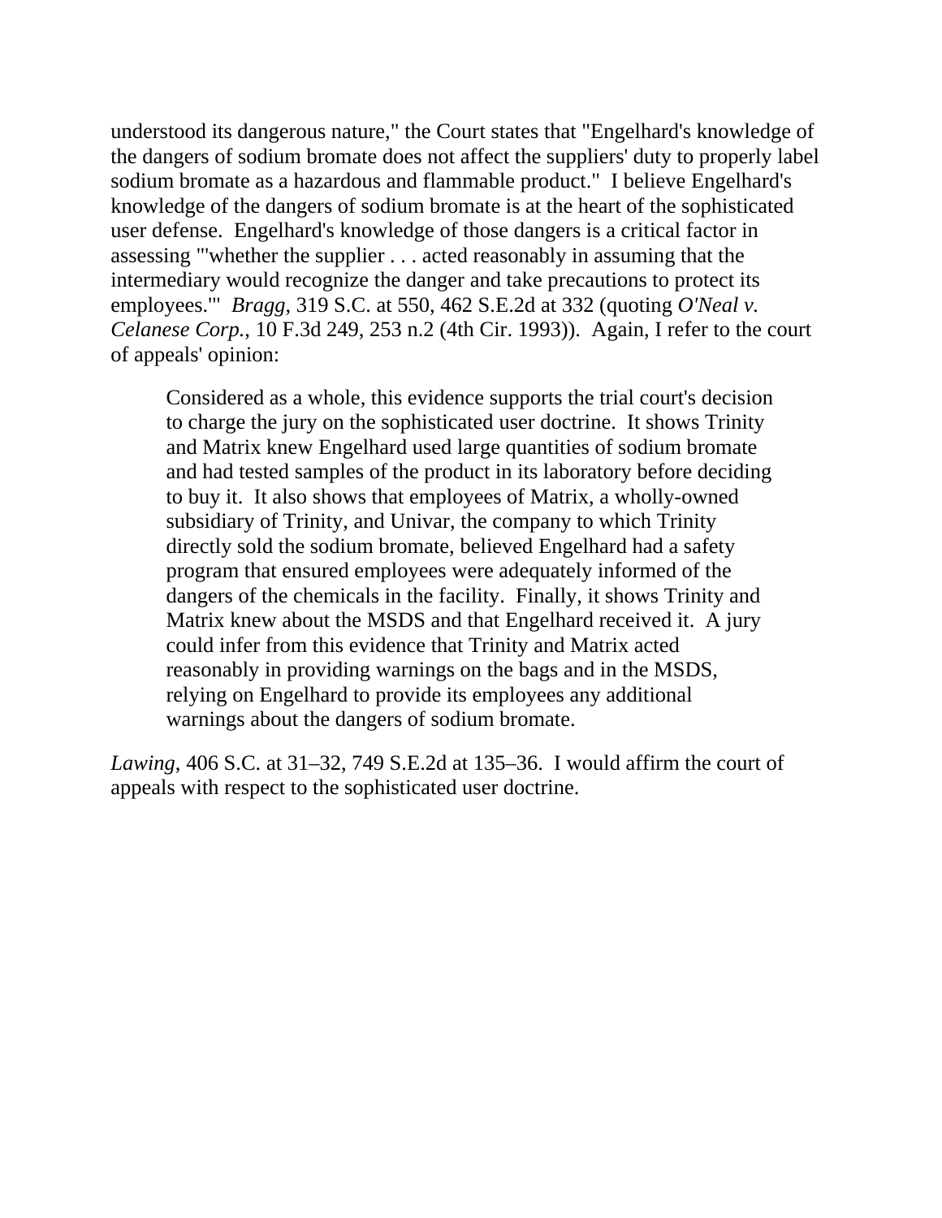understood its dangerous nature," the Court states that "Engelhard's knowledge of the dangers of sodium bromate does not affect the suppliers' duty to properly label sodium bromate as a hazardous and flammable product." I believe Engelhard's knowledge of the dangers of sodium bromate is at the heart of the sophisticated user defense. Engelhard's knowledge of those dangers is a critical factor in assessing "'whether the supplier . . . acted reasonably in assuming that the intermediary would recognize the danger and take precautions to protect its employees.'" *Bragg*, 319 S.C. at 550, 462 S.E.2d at 332 (quoting *O'Neal v. Celanese Corp.*, 10 F.3d 249, 253 n.2 (4th Cir. 1993)). Again, I refer to the court of appeals' opinion:

> Considered as a whole, this evidence supports the trial court's decision to charge the jury on the sophisticated user doctrine. It shows Trinity and Matrix knew Engelhard used large quantities of sodium bromate and had tested samples of the product in its laboratory before deciding to buy it. It also shows that employees of Matrix, a wholly-owned subsidiary of Trinity, and Univar, the company to which Trinity directly sold the sodium bromate, believed Engelhard had a safety program that ensured employees were adequately informed of the dangers of the chemicals in the facility. Finally, it shows Trinity and Matrix knew about the MSDS and that Engelhard received it. A jury could infer from this evidence that Trinity and Matrix acted reasonably in providing warnings on the bags and in the MSDS, relying on Engelhard to provide its employees any additional warnings about the dangers of sodium bromate.

*Lawing*, 406 S.C. at 31–32, 749 S.E.2d at 135–36. I would affirm the court of appeals with respect to the sophisticated user doctrine.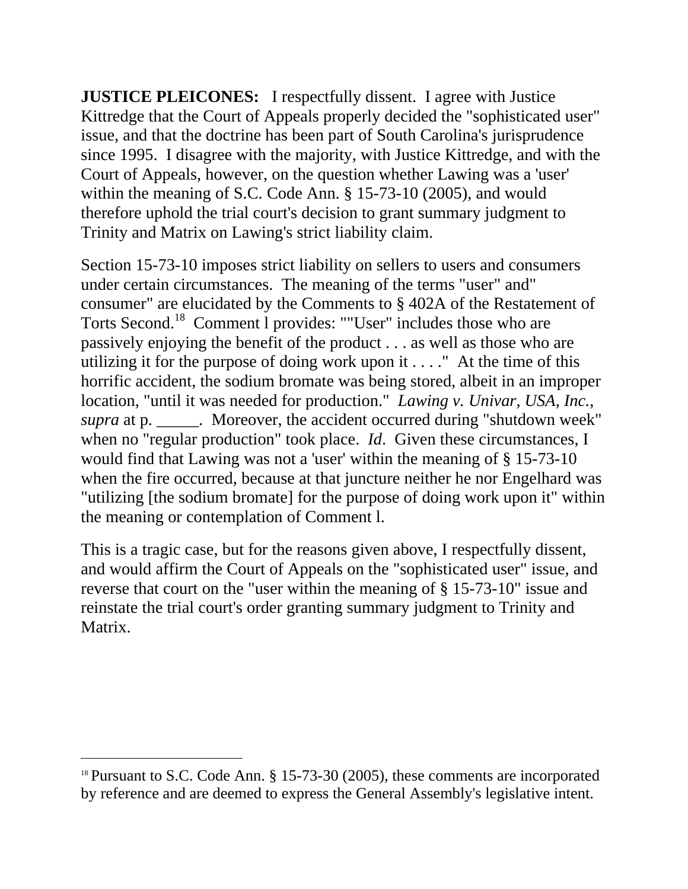**JUSTICE PLEICONES:** I respectfully dissent. I agree with Justice Kittredge that the Court of Appeals properly decided the "sophisticated user" issue, and that the doctrine has been part of South Carolina's jurisprudence since 1995. I disagree with the majority, with Justice Kittredge, and with the Court of Appeals, however, on the question whether Lawing was a 'user' within the meaning of S.C. Code Ann. § 15-73-10 (2005), and would therefore uphold the trial court's decision to grant summary judgment to Trinity and Matrix on Lawing's strict liability claim.

Section 15-73-10 imposes strict liability on sellers to users and consumers under certain circumstances. The meaning of the terms "user" and" consumer" are elucidated by the Comments to § 402A of the Restatement of Torts Second.[18] Comment l provides: ""User" includes those who are passively enjoying the benefit of the product . . . as well as those who are utilizing it for the purpose of doing work upon it . . . ." At the time of this horrific accident, the sodium bromate was being stored, albeit in an improper location, "until it was needed for production." *Lawing v. Univar, USA, Inc., supra* at p. _____. Moreover, the accident occurred during "shutdown week" when no "regular production" took place. *Id*. Given these circumstances, I would find that Lawing was not a 'user' within the meaning of § 15-73-10 when the fire occurred, because at that juncture neither he nor Engelhard was "utilizing [the sodium bromate] for the purpose of doing work upon it" within the meaning or contemplation of Comment l.

This is a tragic case, but for the reasons given above, I respectfully dissent, and would affirm the Court of Appeals on the "sophisticated user" issue, and reverse that court on the "user within the meaning of § 15-73-10" issue and reinstate the trial court's order granting summary judgment to Trinity and Matrix.

---

[18] Pursuant to S.C. Code Ann. § 15-73-30 (2005), these comments are incorporated by reference and are deemed to express the General Assembly's legislative intent.